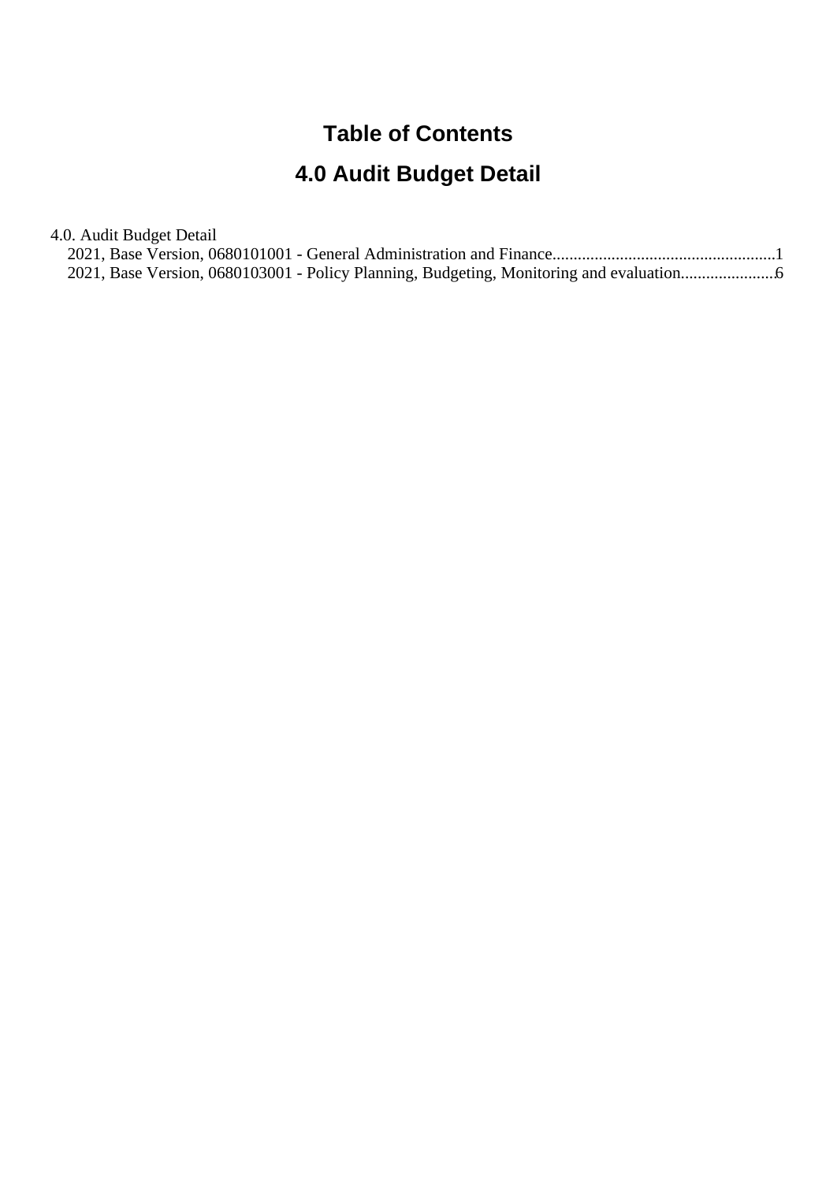# Table of Contents

## 4.0 Audit Budget Detail

4.0. Audit Budget Detail

- 2021, Base Version, 0680101001 - General Administration and Finance....................................................1
- 2021, Base Version, 0680103001 - Policy Planning, Budgeting, Monitoring and evaluation......................6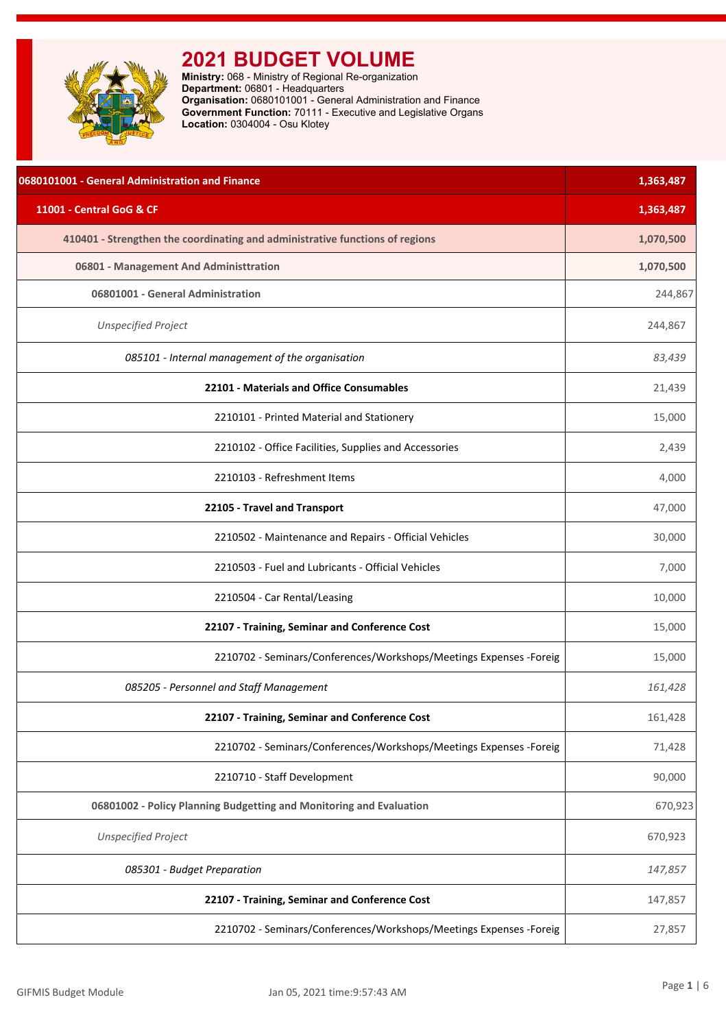# 2021 BUDGET VOLUME

**Ministry:** 068 - Ministry of Regional Re-organization
**Department:** 06801 - Headquarters
**Organisation:** 0680101001 - General Administration and Finance
**Government Function:** 70111 - Executive and Legislative Organs
**Location:** 0304004 - Osu Klotey

| Description | Amount |
|---|---|
| **0680101001 - General Administration and Finance** | **1,363,487** |
| **11001 - Central GoG & CF** | **1,363,487** |
| **410401 - Strengthen the coordinating and administrative functions of regions** | **1,070,500** |
| **06801 - Management And Administtration** | **1,070,500** |
| **06801001 - General Administration** | 244,867 |
| *Unspecified Project* | 244,867 |
| *085101 - Internal management of the organisation* | *83,439* |
| **22101 - Materials and Office Consumables** | 21,439 |
| 2210101 - Printed Material and Stationery | 15,000 |
| 2210102 - Office Facilities, Supplies and Accessories | 2,439 |
| 2210103 - Refreshment Items | 4,000 |
| **22105 - Travel and Transport** | 47,000 |
| 2210502 - Maintenance and Repairs - Official Vehicles | 30,000 |
| 2210503 - Fuel and Lubricants - Official Vehicles | 7,000 |
| 2210504 - Car Rental/Leasing | 10,000 |
| **22107 - Training, Seminar and Conference Cost** | 15,000 |
| 2210702 - Seminars/Conferences/Workshops/Meetings Expenses -Foreig | 15,000 |
| *085205 - Personnel and Staff Management* | *161,428* |
| **22107 - Training, Seminar and Conference Cost** | 161,428 |
| 2210702 - Seminars/Conferences/Workshops/Meetings Expenses -Foreig | 71,428 |
| 2210710 - Staff Development | 90,000 |
| **06801002 - Policy Planning Budgetting and Monitoring and Evaluation** | 670,923 |
| *Unspecified Project* | 670,923 |
| *085301 - Budget Preparation* | *147,857* |
| **22107 - Training, Seminar and Conference Cost** | 147,857 |
| 2210702 - Seminars/Conferences/Workshops/Meetings Expenses -Foreig | 27,857 |

GIFMIS Budget Module    Jan 05, 2021 time:9:57:43 AM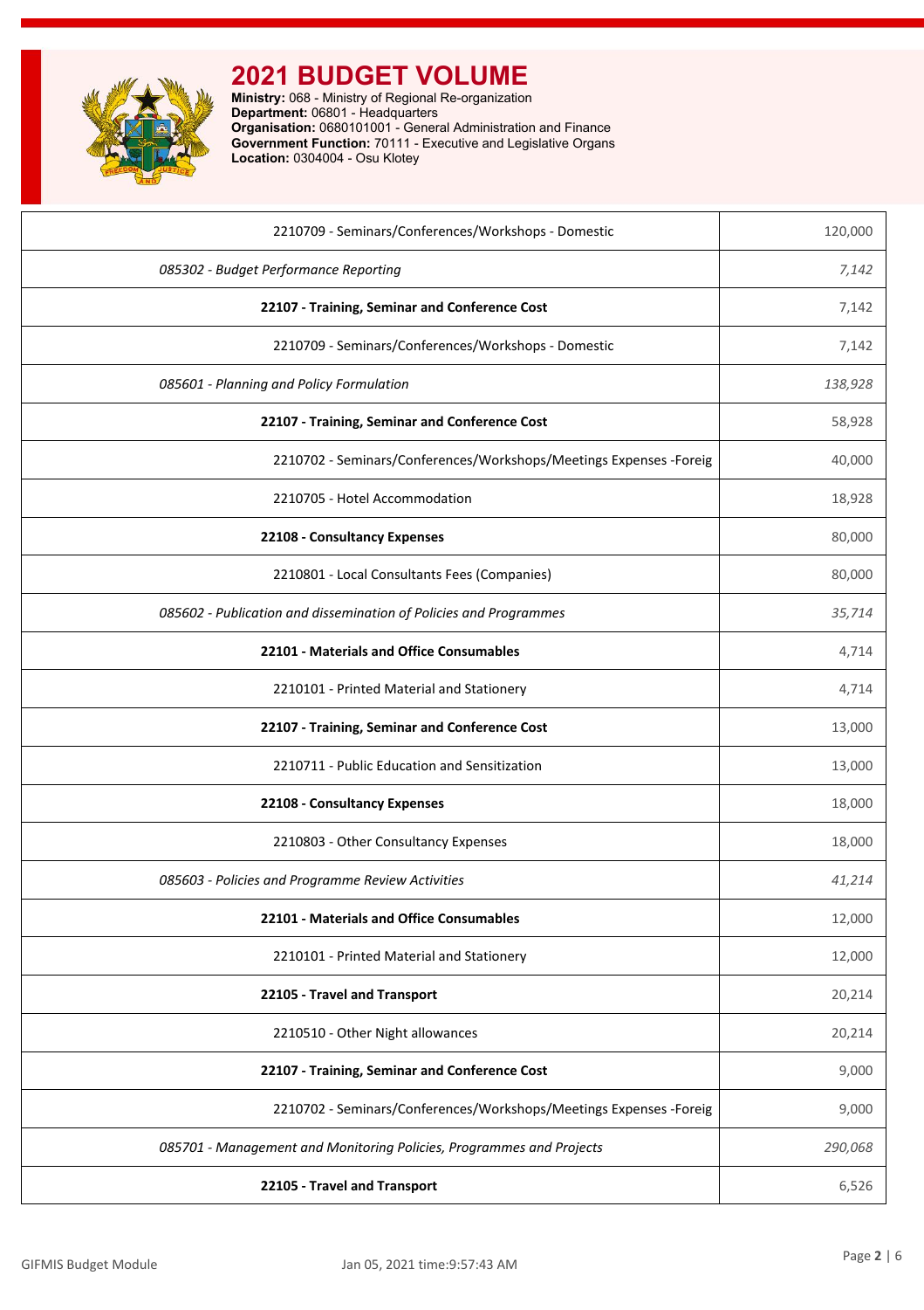# 2021 BUDGET VOLUME

**Ministry:** 068 - Ministry of Regional Re-organization
**Department:** 06801 - Headquarters
**Organisation:** 0680101001 - General Administration and Finance
**Government Function:** 70111 - Executive and Legislative Organs
**Location:** 0304004 - Osu Klotey

| | |
|---|---|
| 2210709 - Seminars/Conferences/Workshops - Domestic | 120,000 |
| *085302 - Budget Performance Reporting* | *7,142* |
| **22107 - Training, Seminar and Conference Cost** | 7,142 |
| 2210709 - Seminars/Conferences/Workshops - Domestic | 7,142 |
| *085601 - Planning and Policy Formulation* | *138,928* |
| **22107 - Training, Seminar and Conference Cost** | 58,928 |
| 2210702 - Seminars/Conferences/Workshops/Meetings Expenses -Foreig | 40,000 |
| 2210705 - Hotel Accommodation | 18,928 |
| **22108 - Consultancy Expenses** | 80,000 |
| 2210801 - Local Consultants Fees (Companies) | 80,000 |
| *085602 - Publication and dissemination of Policies and Programmes* | *35,714* |
| **22101 - Materials and Office Consumables** | 4,714 |
| 2210101 - Printed Material and Stationery | 4,714 |
| **22107 - Training, Seminar and Conference Cost** | 13,000 |
| 2210711 - Public Education and Sensitization | 13,000 |
| **22108 - Consultancy Expenses** | 18,000 |
| 2210803 - Other Consultancy Expenses | 18,000 |
| *085603 - Policies and Programme Review Activities* | *41,214* |
| **22101 - Materials and Office Consumables** | 12,000 |
| 2210101 - Printed Material and Stationery | 12,000 |
| **22105 - Travel and Transport** | 20,214 |
| 2210510 - Other Night allowances | 20,214 |
| **22107 - Training, Seminar and Conference Cost** | 9,000 |
| 2210702 - Seminars/Conferences/Workshops/Meetings Expenses -Foreig | 9,000 |
| *085701 - Management and Monitoring Policies, Programmes and Projects* | *290,068* |
| **22105 - Travel and Transport** | 6,526 |

GIFMIS Budget Module — Jan 05, 2021 time:9:57:43 AM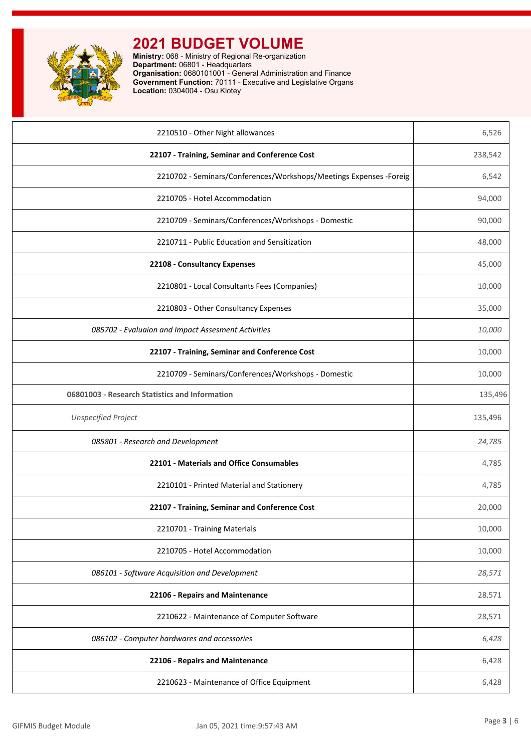# 2021 BUDGET VOLUME

**Ministry:** 068 - Ministry of Regional Re-organization
**Department:** 06801 - Headquarters
**Organisation:** 0680101001 - General Administration and Finance
**Government Function:** 70111 - Executive and Legislative Organs
**Location:** 0304004 - Osu Klotey

| Item | Amount |
|---|---|
| 2210510 - Other Night allowances | 6,526 |
| **22107 - Training, Seminar and Conference Cost** | 238,542 |
| 2210702 - Seminars/Conferences/Workshops/Meetings Expenses -Foreig | 6,542 |
| 2210705 - Hotel Accommodation | 94,000 |
| 2210709 - Seminars/Conferences/Workshops - Domestic | 90,000 |
| 2210711 - Public Education and Sensitization | 48,000 |
| **22108 - Consultancy Expenses** | 45,000 |
| 2210801 - Local Consultants Fees (Companies) | 10,000 |
| 2210803 - Other Consultancy Expenses | 35,000 |
| *085702 - Evaluaion and Impact Assesment Activities* | *10,000* |
| **22107 - Training, Seminar and Conference Cost** | 10,000 |
| 2210709 - Seminars/Conferences/Workshops - Domestic | 10,000 |
| **06801003 - Research Statistics and Information** | 135,496 |
| *Unspecified Project* | 135,496 |
| *085801 - Research and Development* | *24,785* |
| **22101 - Materials and Office Consumables** | 4,785 |
| 2210101 - Printed Material and Stationery | 4,785 |
| **22107 - Training, Seminar and Conference Cost** | 20,000 |
| 2210701 - Training Materials | 10,000 |
| 2210705 - Hotel Accommodation | 10,000 |
| *086101 - Software Acquisition and Development* | *28,571* |
| **22106 - Repairs and Maintenance** | 28,571 |
| 2210622 - Maintenance of Computer Software | 28,571 |
| *086102 - Computer hardwares and accessories* | *6,428* |
| **22106 - Repairs and Maintenance** | 6,428 |
| 2210623 - Maintenance of Office Equipment | 6,428 |

GIFMIS Budget Module | Jan 05, 2021 time:9:57:43 AM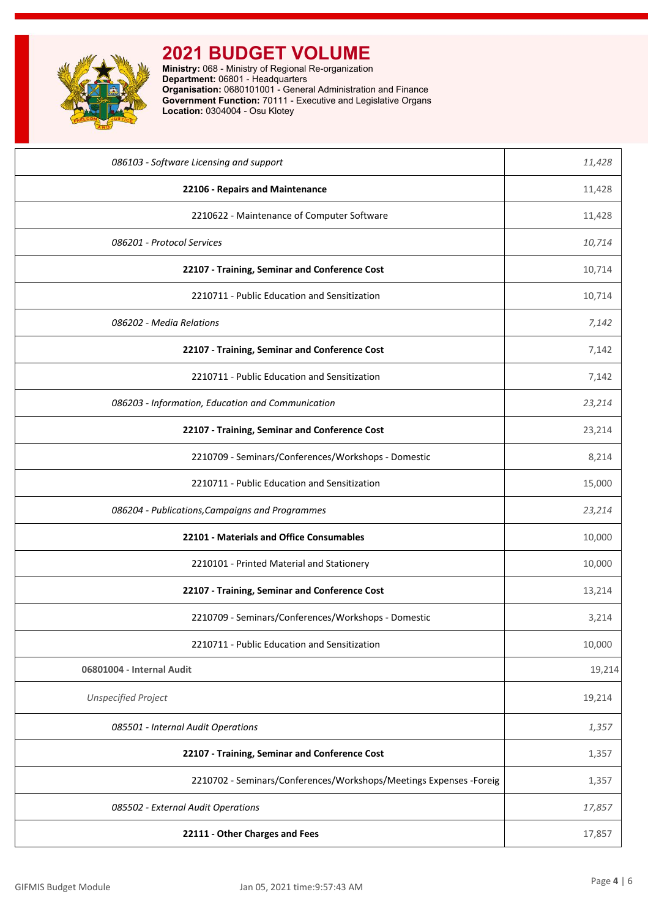# 2021 BUDGET VOLUME

**Ministry:** 068 - Ministry of Regional Re-organization
**Department:** 06801 - Headquarters
**Organisation:** 0680101001 - General Administration and Finance
**Government Function:** 70111 - Executive and Legislative Organs
**Location:** 0304004 - Osu Klotey

| | |
|---|---|
| *086103 - Software Licensing and support* | *11,428* |
| **22106 - Repairs and Maintenance** | 11,428 |
| 2210622 - Maintenance of Computer Software | 11,428 |
| *086201 - Protocol Services* | *10,714* |
| **22107 - Training, Seminar and Conference Cost** | 10,714 |
| 2210711 - Public Education and Sensitization | 10,714 |
| *086202 - Media Relations* | *7,142* |
| **22107 - Training, Seminar and Conference Cost** | 7,142 |
| 2210711 - Public Education and Sensitization | 7,142 |
| *086203 - Information, Education and Communication* | *23,214* |
| **22107 - Training, Seminar and Conference Cost** | 23,214 |
| 2210709 - Seminars/Conferences/Workshops - Domestic | 8,214 |
| 2210711 - Public Education and Sensitization | 15,000 |
| *086204 - Publications,Campaigns and Programmes* | *23,214* |
| **22101 - Materials and Office Consumables** | 10,000 |
| 2210101 - Printed Material and Stationery | 10,000 |
| **22107 - Training, Seminar and Conference Cost** | 13,214 |
| 2210709 - Seminars/Conferences/Workshops - Domestic | 3,214 |
| 2210711 - Public Education and Sensitization | 10,000 |
| **06801004 - Internal Audit** | 19,214 |
| *Unspecified Project* | 19,214 |
| *085501 - Internal Audit Operations* | *1,357* |
| **22107 - Training, Seminar and Conference Cost** | 1,357 |
| 2210702 - Seminars/Conferences/Workshops/Meetings Expenses -Foreig | 1,357 |
| *085502 - External Audit Operations* | *17,857* |
| **22111 - Other Charges and Fees** | 17,857 |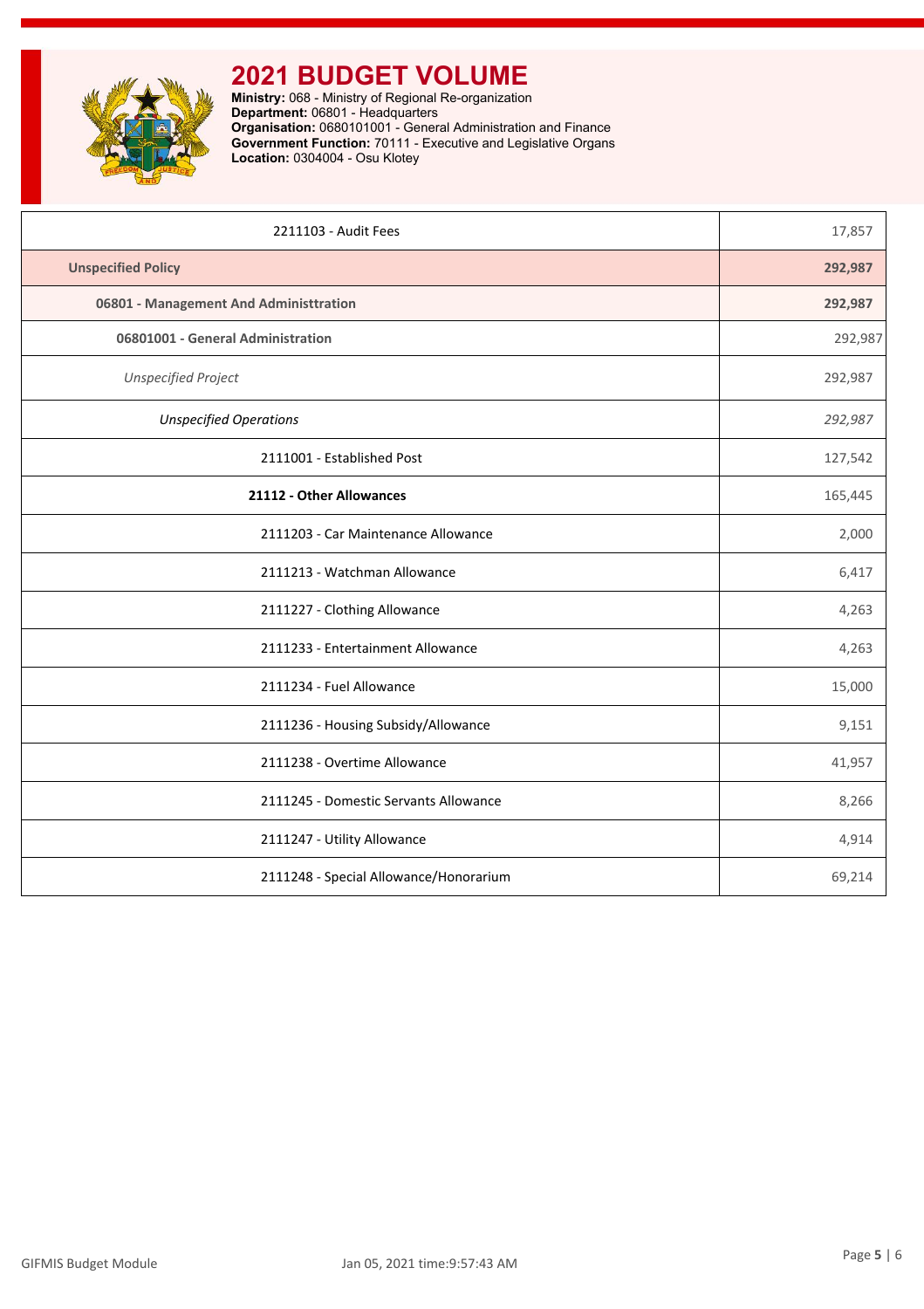# 2021 BUDGET VOLUME

**Ministry:** 068 - Ministry of Regional Re-organization
**Department:** 06801 - Headquarters
**Organisation:** 0680101001 - General Administration and Finance
**Government Function:** 70111 - Executive and Legislative Organs
**Location:** 0304004 - Osu Klotey

| | |
|---|---|
| 2211103 - Audit Fees | 17,857 |
| **Unspecified Policy** | **292,987** |
| **06801 - Management And Administtration** | **292,987** |
| **06801001 - General Administration** | 292,987 |
| *Unspecified Project* | 292,987 |
| *Unspecified Operations* | *292,987* |
| 2111001 - Established Post | 127,542 |
| **21112 - Other Allowances** | 165,445 |
| 2111203 - Car Maintenance Allowance | 2,000 |
| 2111213 - Watchman Allowance | 6,417 |
| 2111227 - Clothing Allowance | 4,263 |
| 2111233 - Entertainment Allowance | 4,263 |
| 2111234 - Fuel Allowance | 15,000 |
| 2111236 - Housing Subsidy/Allowance | 9,151 |
| 2111238 - Overtime Allowance | 41,957 |
| 2111245 - Domestic Servants Allowance | 8,266 |
| 2111247 - Utility Allowance | 4,914 |
| 2111248 - Special Allowance/Honorarium | 69,214 |

GIFMIS Budget Module Jan 05, 2021 time:9:57:43 AM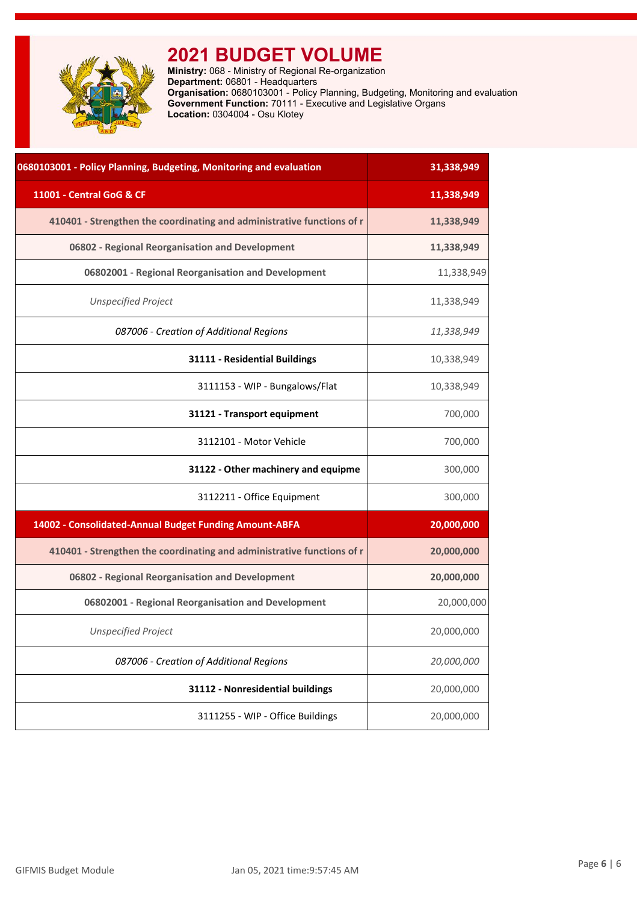# 2021 BUDGET VOLUME

**Ministry:** 068 - Ministry of Regional Re-organization
**Department:** 06801 - Headquarters
**Organisation:** 0680103001 - Policy Planning, Budgeting, Monitoring and evaluation
**Government Function:** 70111 - Executive and Legislative Organs
**Location:** 0304004 - Osu Klotey

| | |
|---|---|
| **0680103001 - Policy Planning, Budgeting, Monitoring and evaluation** | **31,338,949** |
| **11001 - Central GoG & CF** | **11,338,949** |
| **410401 - Strengthen the coordinating and administrative functions of r** | **11,338,949** |
| **06802 - Regional Reorganisation and Development** | **11,338,949** |
| **06802001 - Regional Reorganisation and Development** | 11,338,949 |
| *Unspecified Project* | 11,338,949 |
| *087006 - Creation of Additional Regions* | *11,338,949* |
| **31111 - Residential Buildings** | 10,338,949 |
| 3111153 - WIP - Bungalows/Flat | 10,338,949 |
| **31121 - Transport equipment** | 700,000 |
| 3112101 - Motor Vehicle | 700,000 |
| **31122 - Other machinery and equipme** | 300,000 |
| 3112211 - Office Equipment | 300,000 |
| **14002 - Consolidated-Annual Budget Funding Amount-ABFA** | **20,000,000** |
| **410401 - Strengthen the coordinating and administrative functions of r** | **20,000,000** |
| **06802 - Regional Reorganisation and Development** | **20,000,000** |
| **06802001 - Regional Reorganisation and Development** | 20,000,000 |
| *Unspecified Project* | 20,000,000 |
| *087006 - Creation of Additional Regions* | *20,000,000* |
| **31112 - Nonresidential buildings** | 20,000,000 |
| 3111255 - WIP - Office Buildings | 20,000,000 |

GIFMIS Budget Module Jan 05, 2021 time:9:57:45 AM